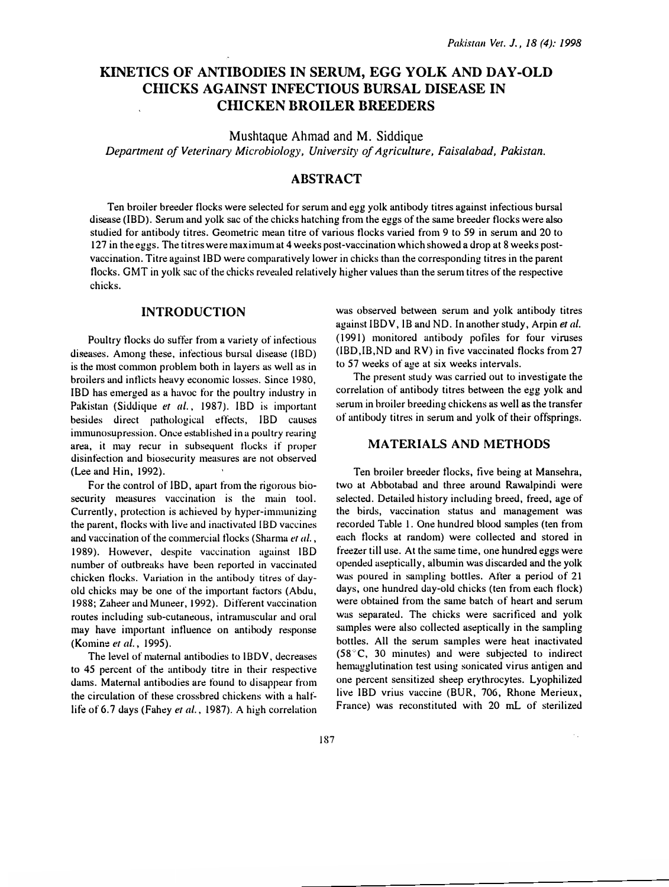# KINETICS OF ANTIBODIES IN SERUM, EGG YOLK AND DAY-OLD CHICKS AGAINST INFECTIOUS BURSAL DISEASE IN CHICKEN BROILER BREEDERS

Mushtaque Ahmad and M. Siddique

*Department of Veterinary Microbiology, University of Agriculture, Faisalabad, Pakistan.*

## ABSTRACT

Ten broiler breeder flocks were selected for serum and egg yolk antibody titres against infectious bursal disease (IBD). Serum and yolk sac of the chicks hatching from the eggs of the same breeder flocks were also studied for antibody titres. Geometric mean titre of various flocks varied from 9 to 59 in serum and 20 to 127 in the eggs. The titres were maximum at 4 weeks post-vaccination which showed a drop at 8 weeks post-vaccination. Titre against IBD were comparatively lower in chicks than the corresponding titres in the parent flocks. GMT in yolk sac of the chicks revealed relatively higher values than the serum titres of the respective chicks.

## INTRODUCTION

Poultry flocks do suffer from a variety of infectious diseases. Among these, infectious bursal disease (IBD) is the most common problem both in layers as well as in broilers and inflicts heavy economic losses. Since 1980, IBD has emerged as a havoc for the poultry industry in Pakistan (Siddique *et al.*, 1987). IBD is important besides direct pathological effects, IBD causes immunosupression. Once established in a poultry rearing area, it may recur in subsequent flocks if proper disinfection and biosecurity measures are not observed (Lee and Hin, 1992).

For the control of IBD, apart from the rigorous bio-security measures vaccination is the main tool. Currently, protection is achieved by hyper-immunizing the parent, flocks with live and inactivated IBD vaccines and vaccination of the commercial flocks (Sharma *et al.*, 1989). However, despite vaccination against IBD number of outbreaks have been reported in vaccinated chicken flocks. Variation in the antibody titres of day-old chicks may be one of the important factors (Abdu, 1988; Zaheer and Muneer, 1992). Different vaccination routes including sub-cutaneous, intramuscular and oral may have important influence on antibody response (Komine *et al.*, 1995).

The level of maternal antibodies to IBDV, decreases to 45 percent of the antibody titre in their respective dams. Maternal antibodies are found to disappear from the circulation of these crossbred chickens with a half-life of 6.7 days (Fahey *et al.*, 1987). A high correlation was observed between serum and yolk antibody titres against IBDV, IB and ND. In another study, Arpin *et al.* (1991) monitored antibody pofiles for four viruses (IBD,IB,ND and RV) in five vaccinated flocks from 27 to 57 weeks of age at six weeks intervals.

The present study was carried out to investigate the correlation of antibody titres between the egg yolk and serum in broiler breeding chickens as well as the transfer of antibody titres in serum and yolk of their offsprings.

## MATERIALS AND METHODS

Ten broiler breeder flocks, five being at Mansehra, two at Abbotabad and three around Rawalpindi were selected. Detailed history including breed, freed, age of the birds, vaccination status and management was recorded Table 1. One hundred blood samples (ten from each flocks at random) were collected and stored in freezer till use. At the same time, one hundred eggs were opended aseptically, albumin was discarded and the yolk was poured in sampling bottles. After a period of 21 days, one hundred day-old chicks (ten from each flock) were obtained from the same batch of heart and serum was separated. The chicks were sacrificed and yolk samples were also collected aseptically in the sampling bottles. All the serum samples were heat inactivated (58°C, 30 minutes) and were subjected to indirect hemagglutination test using sonicated virus antigen and one percent sensitized sheep erythrocytes. Lyophilized live IBD vrius vaccine (BUR, 706, Rhone Merieux, France) was reconstituted with 20 mL of sterilized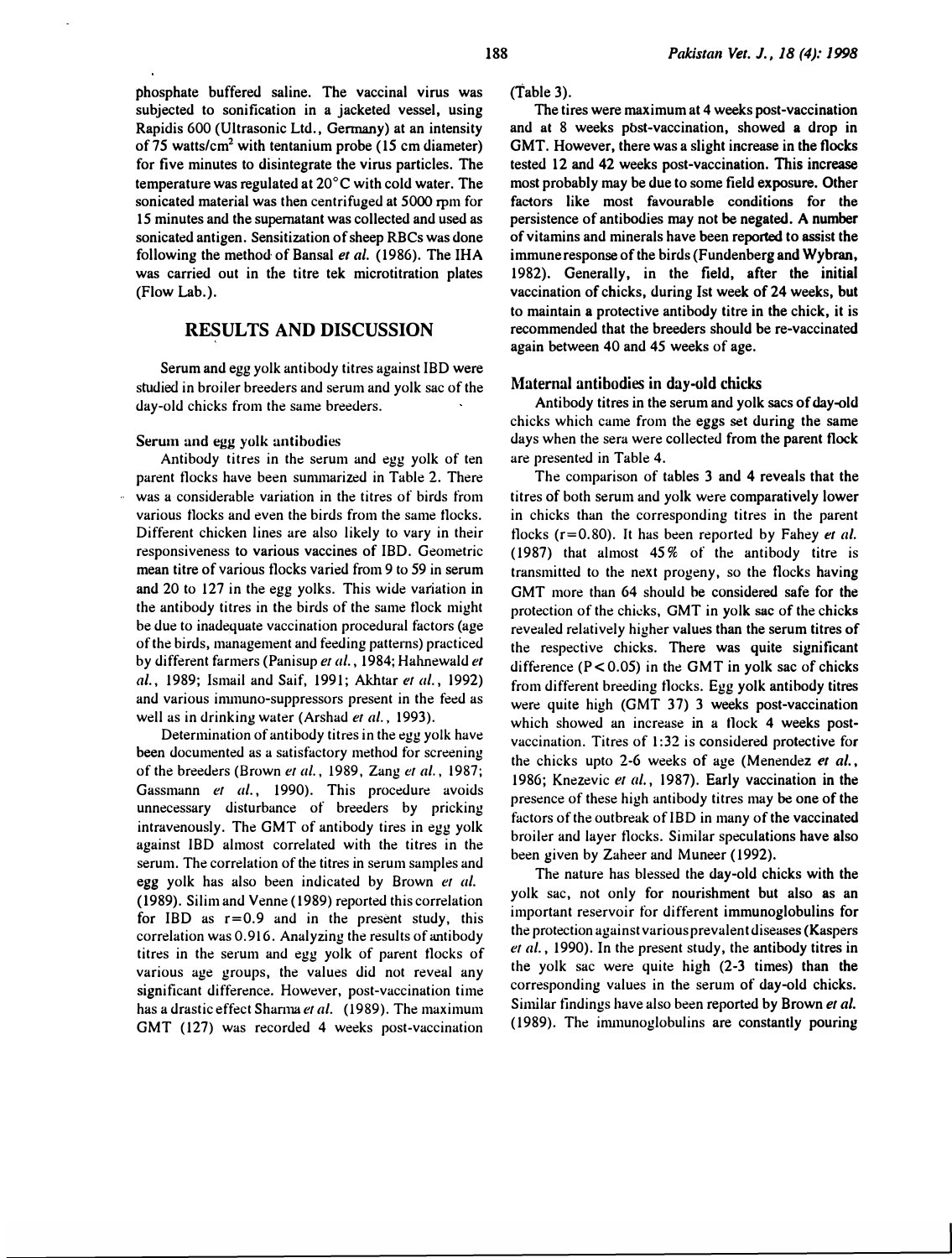phosphate buffered saline. The vaccinal virus was subjected to sonification in a jacketed vessel, using Rapidis 600 (Ultrasonic Ltd., Germany) at an intensity of 75 watts/cm$^2$ with tentanium probe (15 cm diameter) for five minutes to disintegrate the virus particles. The temperature was regulated at 20°C with cold water. The sonicated material was then centrifuged at 5000 rpm for 15 minutes and the supernatant was collected and used as sonicated antigen. Sensitization of sheep RBCs was done following the method of Bansal *et al.* (1986). The IHA was carried out in the titre tek microtitration plates (Flow Lab.).

## RESULTS AND DISCUSSION

Serum and egg yolk antibody titres against IBD were studied in broiler breeders and serum and yolk sac of the day-old chicks from the same breeders.

### Serum and egg yolk antibodies

Antibody titres in the serum and egg yolk of ten parent flocks have been summarized in Table 2. There was a considerable variation in the titres of birds from various flocks and even the birds from the same flocks. Different chicken lines are also likely to vary in their responsiveness to various vaccines of IBD. Geometric mean titre of various flocks varied from 9 to 59 in serum and 20 to 127 in the egg yolks. This wide variation in the antibody titres in the birds of the same flock might be due to inadequate vaccination procedural factors (age of the birds, management and feeding patterns) practiced by different farmers (Panisup *et al.*, 1984; Hahnewald *et al.*, 1989; Ismail and Saif, 1991; Akhtar *et al.*, 1992) and various immuno-suppressors present in the feed as well as in drinking water (Arshad *et al.*, 1993).

Determination of antibody titres in the egg yolk have been documented as a satisfactory method for screening of the breeders (Brown *et al.*, 1989, Zang *et al.*, 1987; Gassmann *et al.*, 1990). This procedure avoids unnecessary disturbance of breeders by pricking intravenously. The GMT of antibody tires in egg yolk against IBD almost correlated with the titres in the serum. The correlation of the titres in serum samples and egg yolk has also been indicated by Brown *et al.* (1989). Silim and Venne (1989) reported this correlation for IBD as $r=0.9$ and in the present study, this correlation was 0.916. Analyzing the results of antibody titres in the serum and egg yolk of parent flocks of various age groups, the values did not reveal any significant difference. However, post-vaccination time has a drastic effect Sharma *et al.* (1989). The maximum GMT (127) was recorded 4 weeks post-vaccination (Table 3).

The tires were maximum at 4 weeks post-vaccination and at 8 weeks post-vaccination, showed a drop in GMT. However, there was a slight increase in the flocks tested 12 and 42 weeks post-vaccination. This increase most probably may be due to some field exposure. Other factors like most favourable conditions for the persistence of antibodies may not be negated. A number of vitamins and minerals have been reported to assist the immune response of the birds (Fundenberg and Wybran, 1982). Generally, in the field, after the initial vaccination of chicks, during Ist week of 24 weeks, but to maintain a protective antibody titre in the chick, it is recommended that the breeders should be re-vaccinated again between 40 and 45 weeks of age.

### Maternal antibodies in day-old chicks

Antibody titres in the serum and yolk sacs of day-old chicks which came from the eggs set during the same days when the sera were collected from the parent flock are presented in Table 4.

The comparison of tables 3 and 4 reveals that the titres of both serum and yolk were comparatively lower in chicks than the corresponding titres in the parent flocks ($r=0.80$). It has been reported by Fahey *et al.* (1987) that almost 45% of the antibody titre is transmitted to the next progeny, so the flocks having GMT more than 64 should be considered safe for the protection of the chicks, GMT in yolk sac of the chicks revealed relatively higher values than the serum titres of the respective chicks. There was quite significant difference ($P<0.05$) in the GMT in yolk sac of chicks from different breeding flocks. Egg yolk antibody titres were quite high (GMT 37) 3 weeks post-vaccination which showed an increase in a flock 4 weeks post-vaccination. Titres of 1:32 is considered protective for the chicks upto 2-6 weeks of age (Menendez *et al.*, 1986; Knezevic *et al.*, 1987). Early vaccination in the presence of these high antibody titres may be one of the factors of the outbreak of IBD in many of the vaccinated broiler and layer flocks. Similar speculations have also been given by Zaheer and Muneer (1992).

The nature has blessed the day-old chicks with the yolk sac, not only for nourishment but also as an important reservoir for different immunoglobulins for the protection against various prevalent diseases (Kaspers *et al.*, 1990). In the present study, the antibody titres in the yolk sac were quite high (2-3 times) than the corresponding values in the serum of day-old chicks. Similar findings have also been reported by Brown *et al.* (1989). The immunoglobulins are constantly pouring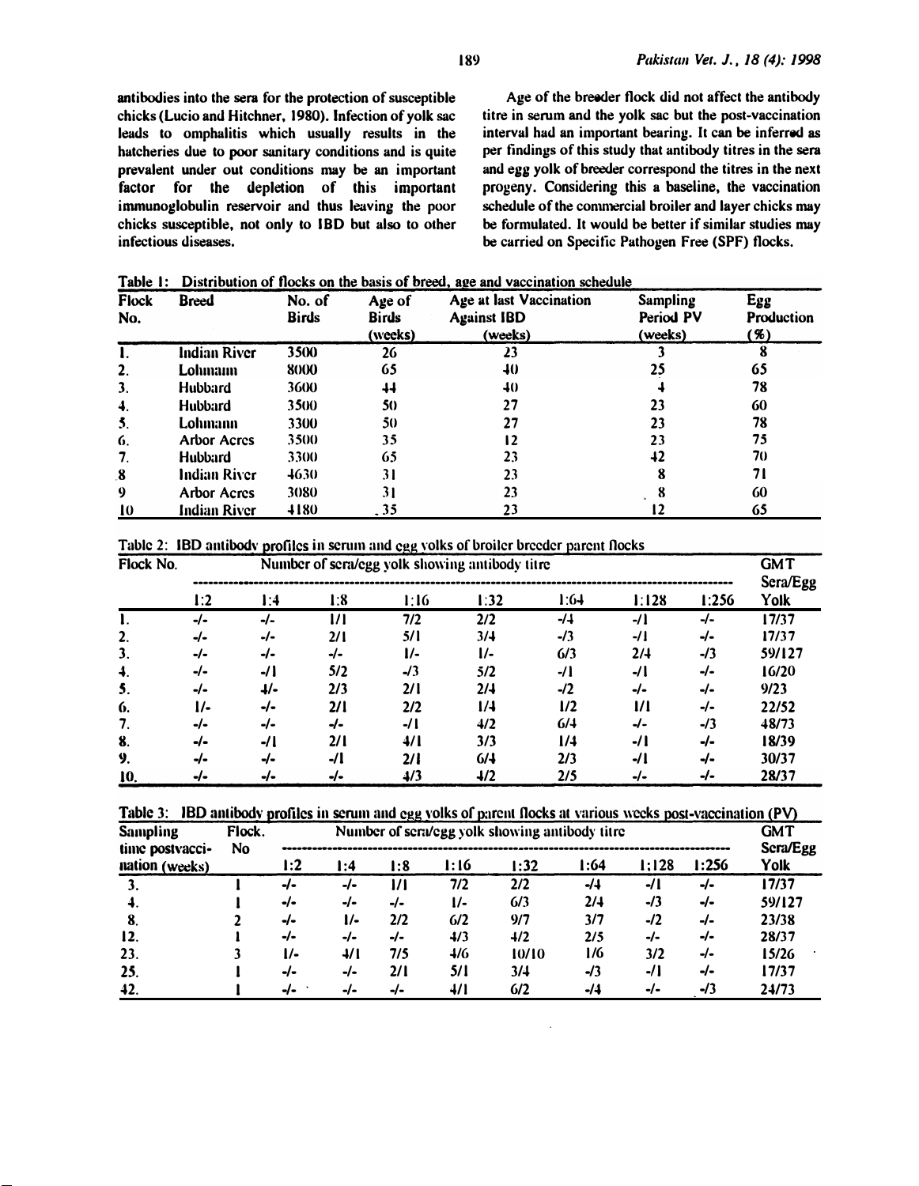antibodies into the sera for the protection of susceptible chicks (Lucio and Hitchner, 1980). Infection of yolk sac leads to omphalitis which usually results in the hatcheries due to poor sanitary conditions and is quite prevalent under out conditions may be an important factor for the depletion of this important immunoglobulin reservoir and thus leaving the poor chicks susceptible, not only to IBD but also to other infectious diseases.

Age of the breeder flock did not affect the antibody titre in serum and the yolk sac but the post-vaccination interval had an important bearing. It can be inferred as per findings of this study that antibody titres in the sera and egg yolk of breeder correspond the titres in the next progeny. Considering this a baseline, the vaccination schedule of the commercial broiler and layer chicks may be formulated. It would be better if similar studies may be carried on Specific Pathogen Free (SPF) flocks.

Table 1: Distribution of flocks on the basis of breed, age and vaccination schedule

| Flock No. | Breed | No. of Birds | Age of Birds (weeks) | Age at last Vaccination Against IBD (weeks) | Sampling Period PV (weeks) | Egg Production (%) |
|---|---|---|---|---|---|---|
| 1. | Indian River | 3500 | 26 | 23 | 3 | 8 |
| 2. | Lohmann | 8000 | 65 | 40 | 25 | 65 |
| 3. | Hubbard | 3600 | 44 | 40 | 4 | 78 |
| 4. | Hubbard | 3500 | 50 | 27 | 23 | 60 |
| 5. | Lohmann | 3300 | 50 | 27 | 23 | 78 |
| 6. | Arbor Acres | 3500 | 35 | 12 | 23 | 75 |
| 7. | Hubbard | 3300 | 65 | 23 | 42 | 70 |
| 8 | Indian River | 4630 | 31 | 23 | 8 | 71 |
| 9 | Arbor Acres | 3080 | 31 | 23 | 8 | 60 |
| 10 | Indian River | 4180 | 35 | 23 | 12 | 65 |

Table 2: IBD antibody profiles in serum and egg yolks of broiler breeder parent flocks

| Flock No. | Number of sera/egg yolk showing antibody titre | | | | | | | | GMT Sera/Egg Yolk |
|---|---|---|---|---|---|---|---|---|---|
| | 1:2 | 1:4 | 1:8 | 1:16 | 1:32 | 1:64 | 1:128 | 1:256 | |
| 1. | -/- | -/- | 1/1 | 7/2 | 2/2 | -/4 | -/1 | -/- | 17/37 |
| 2. | -/- | -/- | 2/1 | 5/1 | 3/4 | -/3 | -/1 | -/- | 17/37 |
| 3. | -/- | -/- | -/- | 1/- | 1/- | 6/3 | 2/4 | -/3 | 59/127 |
| 4. | -/- | -/1 | 5/2 | -/3 | 5/2 | -/1 | -/1 | -/- | 16/20 |
| 5. | -/- | 4/- | 2/3 | 2/1 | 2/4 | -/2 | -/- | -/- | 9/23 |
| 6. | 1/- | -/- | 2/1 | 2/2 | 1/4 | 1/2 | 1/1 | -/- | 22/52 |
| 7. | -/- | -/- | -/- | -/1 | 4/2 | 6/4 | -/- | -/3 | 48/73 |
| 8. | -/- | -/1 | 2/1 | 4/1 | 3/3 | 1/4 | -/1 | -/- | 18/39 |
| 9. | -/- | -/- | -/1 | 2/1 | 6/4 | 2/3 | -/1 | -/- | 30/37 |
| 10. | -/- | -/- | -/- | 4/3 | 4/2 | 2/5 | -/- | -/- | 28/37 |

Table 3: IBD antibody profiles in serum and egg yolks of parent flocks at various weeks post-vaccination (PV)

| Sampling time postvaccination (weeks) | Flock. No | Number of sera/egg yolk showing antibody titre | | | | | | | | GMT Sera/Egg Yolk |
|---|---|---|---|---|---|---|---|---|---|---|
| | | 1:2 | 1:4 | 1:8 | 1:16 | 1:32 | 1:64 | 1:128 | 1:256 | |
| 3. | 1 | -/- | -/- | 1/1 | 7/2 | 2/2 | -/4 | -/1 | -/- | 17/37 |
| 4. | 1 | -/- | -/- | -/- | 1/- | 6/3 | 2/4 | -/3 | -/- | 59/127 |
| 8. | 2 | -/- | 1/- | 2/2 | 6/2 | 9/7 | 3/7 | -/2 | -/- | 23/38 |
| 12. | 1 | -/- | -/- | -/- | 4/3 | 4/2 | 2/5 | -/- | -/- | 28/37 |
| 23. | 3 | 1/- | 4/1 | 7/5 | 4/6 | 10/10 | 1/6 | 3/2 | -/- | 15/26 |
| 25. | 1 | -/- | -/- | 2/1 | 5/1 | 3/4 | -/3 | -/1 | -/- | 17/37 |
| 42. | 1 | -/- | -/- | -/- | 4/1 | 6/2 | -/4 | -/- | -/3 | 24/73 |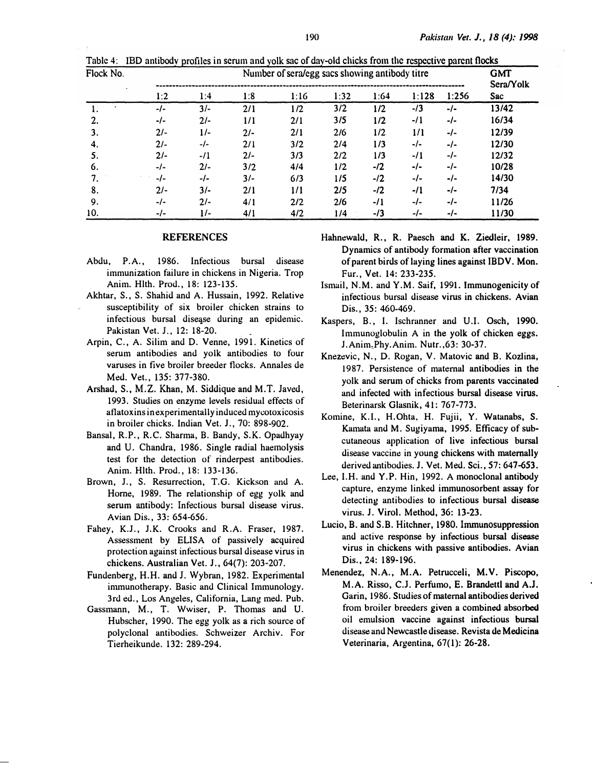Table 4: IBD antibody profiles in serum and yolk sac of day-old chicks from the respective parent flocks

| Flock No. | Number of sera/egg sacs showing antibody titre | | | | | | | | GMT Sera/Yolk Sac |
|---|---|---|---|---|---|---|---|---|---|
| | 1:2 | 1:4 | 1:8 | 1:16 | 1:32 | 1:64 | 1:128 | 1:256 | |
| 1. | -/- | 3/- | 2/1 | 1/2 | 3/2 | 1/2 | -/3 | -/- | 13/42 |
| 2. | -/- | 2/- | 1/1 | 2/1 | 3/5 | 1/2 | -/1 | -/- | 16/34 |
| 3. | 2/- | 1/- | 2/- | 2/1 | 2/6 | 1/2 | 1/1 | -/- | 12/39 |
| 4. | 2/- | -/- | 2/1 | 3/2 | 2/4 | 1/3 | -/- | -/- | 12/30 |
| 5. | 2/- | -/1 | 2/- | 3/3 | 2/2 | 1/3 | -/1 | -/- | 12/32 |
| 6. | -/- | 2/- | 3/2 | 4/4 | 1/2 | -/2 | -/- | -/- | 10/28 |
| 7. | -/- | -/- | 3/- | 6/3 | 1/5 | -/2 | -/- | -/- | 14/30 |
| 8. | 2/- | 3/- | 2/1 | 1/1 | 2/5 | -/2 | -/1 | -/- | 7/34 |
| 9. | -/- | 2/- | 4/1 | 2/2 | 2/6 | -/1 | -/- | -/- | 11/26 |
| 10. | -/- | 1/- | 4/1 | 4/2 | 1/4 | -/3 | -/- | -/- | 11/30 |

## REFERENCES

Abdu, P.A., 1986. Infectious bursal disease immunization failure in chickens in Nigeria. Trop Anim. Hlth. Prod., 18: 123-135.

Akhtar, S., S. Shahid and A. Hussain, 1992. Relative susceptibility of six broiler chicken strains to infectious bursal disease during an epidemic. Pakistan Vet. J., 12: 18-20.

Arpin, C., A. Silim and D. Venne, 1991. Kinetics of serum antibodies and yolk antibodies to four varuses in five broiler breeder flocks. Annales de Med. Vet., 135: 377-380.

Arshad, S., M.Z. Khan, M. Siddique and M.T. Javed, 1993. Studies on enzyme levels residual effects of aflatoxins in experimentally induced mycotoxicosis in broiler chicks. Indian Vet. J., 70: 898-902.

Bansal, R.P., R.C. Sharma, B. Bandy, S.K. Opadhyay and U. Chandra, 1986. Single radial haemolysis test for the detection of rinderpest antibodies. Anim. Hlth. Prod., 18: 133-136.

Brown, J., S. Resurrection, T.G. Kickson and A. Horne, 1989. The relationship of egg yolk and serum antibody: Infectious bursal disease virus. Avian Dis., 33: 654-656.

Fahey, K.J., J.K. Crooks and R.A. Fraser, 1987. Assessment by ELISA of passively acquired protection against infectious bursal disease virus in chickens. Australian Vet. J., 64(7): 203-207.

Fundenberg, H.H. and J. Wybran, 1982. Experimental immunotherapy. Basic and Clinical Immunology. 3rd ed., Los Angeles, California, Lang med. Pub.

Gassmann, M., T. Wwiser, P. Thomas and U. Hubscher, 1990. The egg yolk as a rich source of polyclonal antibodies. Schweizer Archiv. For Tierheikunde. 132: 289-294.

Hahnewald, R., R. Paesch and K. Ziedleir, 1989. Dynamics of antibody formation after vaccination of parent birds of laying lines against IBDV. Mon. Fur., Vet. 14: 233-235.

Ismail, N.M. and Y.M. Saif, 1991. Immunogenicity of infectious bursal disease virus in chickens. Avian Dis., 35: 460-469.

Kaspers, B., I. Ischranner and U.I. Osch, 1990. Immunoglobulin A in the yolk of chicken eggs. J.Anim.Phy.Anim. Nutr.,63: 30-37.

Knezevic, N., D. Rogan, V. Matovic and B. Kozlina, 1987. Persistence of maternal antibodies in the yolk and serum of chicks from parents vaccinated and infected with infectious bursal disease virus. Beterinarsk Glasnik, 41: 767-773.

Komine, K.I., H.Ohta, H. Fujii, Y. Watanabs, S. Kamata and M. Sugiyama, 1995. Efficacy of subcutaneous application of live infectious bursal disease vaccine in young chickens with maternally derived antibodies. J. Vet. Med. Sci., 57: 647-653.

Lee, I.H. and Y.P. Hin, 1992. A monoclonal antibody capture, enzyme linked immunosorbent assay for detecting antibodies to infectious bursal disease virus. J. Virol. Method, 36: 13-23.

Lucio, B. and S.B. Hitchner, 1980. Immunosuppression and active response by infectious bursal disease virus in chickens with passive antibodies. Avian Dis., 24: 189-196.

Menendez, N.A., M.A. Petrucceli, M.V. Piscopo, M.A. Risso, C.J. Perfumo, E. Brandettl and A.J. Garin, 1986. Studies of maternal antibodies derived from broiler breeders given a combined absorbed oil emulsion vaccine against infectious bursal disease and Newcastle disease. Revista de Medicina Veterinaria, Argentina, 67(1): 26-28.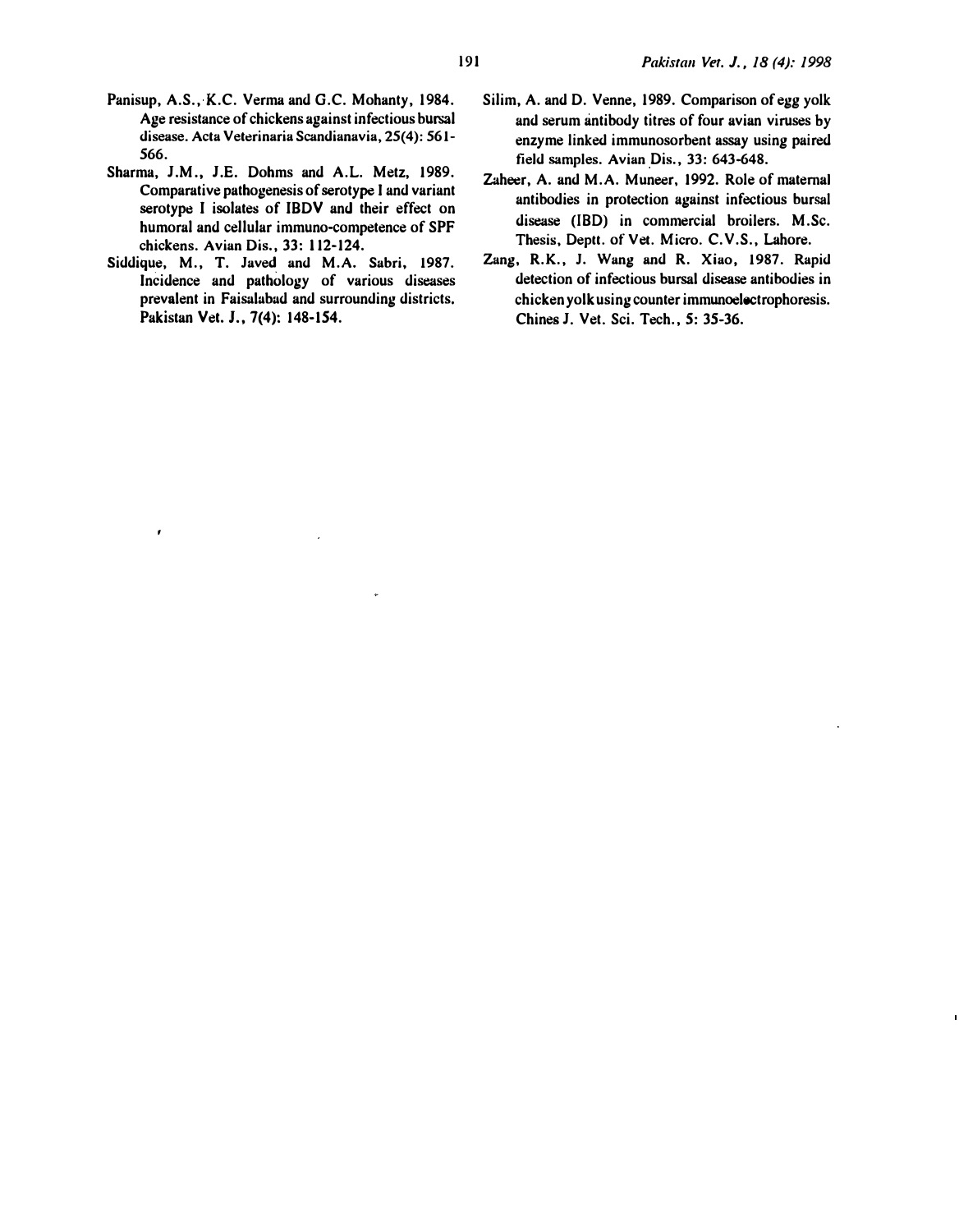Panisup, A.S., K.C. Verma and G.C. Mohanty, 1984. Age resistance of chickens against infectious bursal disease. Acta Veterinaria Scandianavia, 25(4): 561-566.

Sharma, J.M., J.E. Dohms and A.L. Metz, 1989. Comparative pathogenesis of serotype I and variant serotype I isolates of IBDV and their effect on humoral and cellular immuno-competence of SPF chickens. Avian Dis., 33: 112-124.

Siddique, M., T. Javed and M.A. Sabri, 1987. Incidence and pathology of various diseases prevalent in Faisalabad and surrounding districts. Pakistan Vet. J., 7(4): 148-154.

Silim, A. and D. Venne, 1989. Comparison of egg yolk and serum antibody titres of four avian viruses by enzyme linked immunosorbent assay using paired field samples. Avian Dis., 33: 643-648.

Zaheer, A. and M.A. Muneer, 1992. Role of maternal antibodies in protection against infectious bursal disease (IBD) in commercial broilers. M.Sc. Thesis, Deptt. of Vet. Micro. C.V.S., Lahore.

Zang, R.K., J. Wang and R. Xiao, 1987. Rapid detection of infectious bursal disease antibodies in chicken yolk using counter immunoelectrophoresis. Chines J. Vet. Sci. Tech., 5: 35-36.